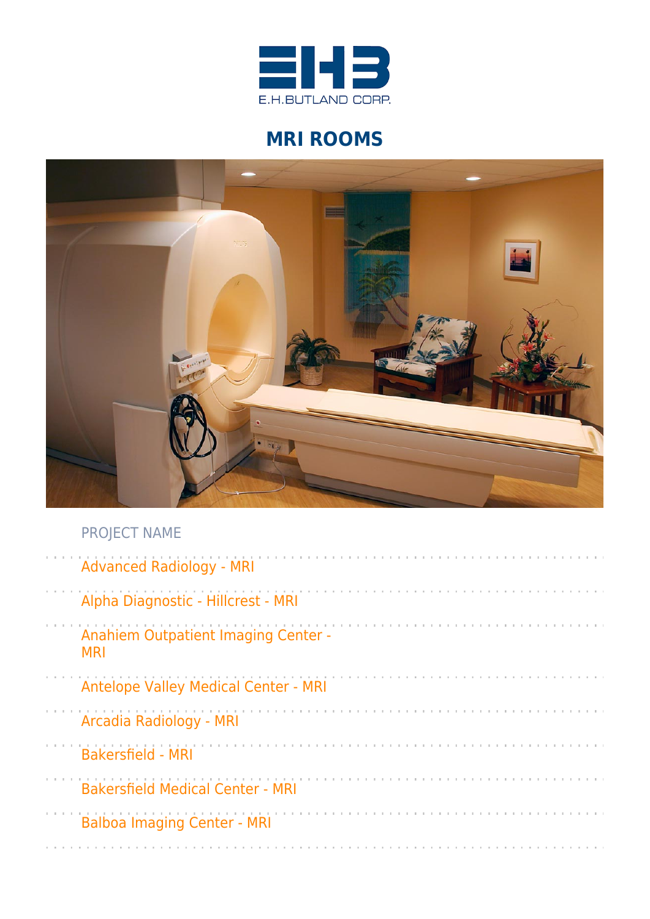E.H.BUTLAND CORP.

# MRI ROOMS

| PROJECT NAME |
| --- |
| Advanced Radiology - MRI |
| Alpha Diagnostic - Hillcrest - MRI |
| Anahiem Outpatient Imaging Center - MRI |
| Antelope Valley Medical Center - MRI |
| Arcadia Radiology - MRI |
| Bakersfield - MRI |
| Bakersfield Medical Center - MRI |
| Balboa Imaging Center - MRI |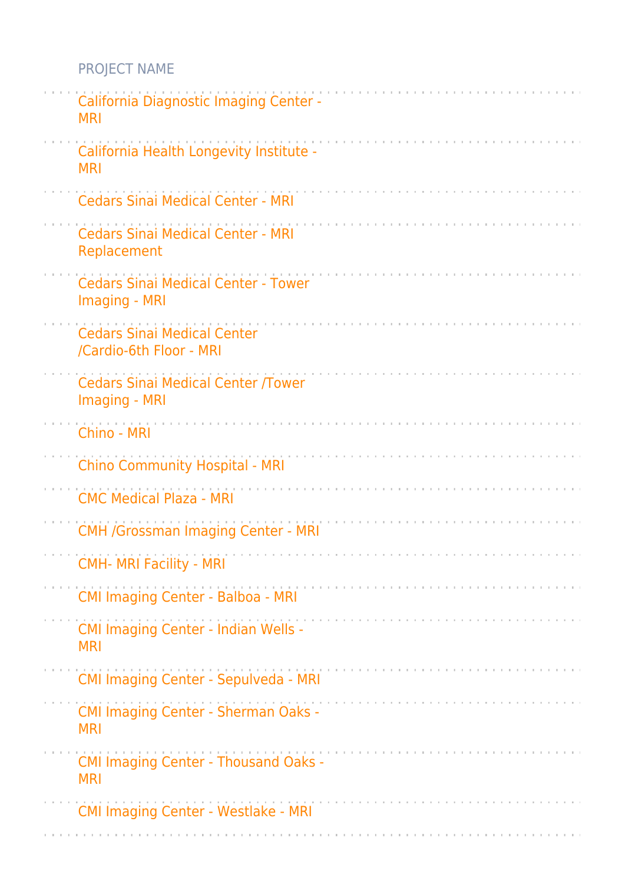| PROJECT NAME |
| --- |
| California Diagnostic Imaging Center - MRI |
| California Health Longevity Institute - MRI |
| Cedars Sinai Medical Center - MRI |
| Cedars Sinai Medical Center - MRI Replacement |
| Cedars Sinai Medical Center - Tower Imaging - MRI |
| Cedars Sinai Medical Center /Cardio-6th Floor - MRI |
| Cedars Sinai Medical Center /Tower Imaging - MRI |
| Chino - MRI |
| Chino Community Hospital - MRI |
| CMC Medical Plaza - MRI |
| CMH /Grossman Imaging Center - MRI |
| CMH- MRI Facility - MRI |
| CMI Imaging Center - Balboa - MRI |
| CMI Imaging Center - Indian Wells - MRI |
| CMI Imaging Center - Sepulveda - MRI |
| CMI Imaging Center - Sherman Oaks - MRI |
| CMI Imaging Center - Thousand Oaks - MRI |
| CMI Imaging Center - Westlake - MRI |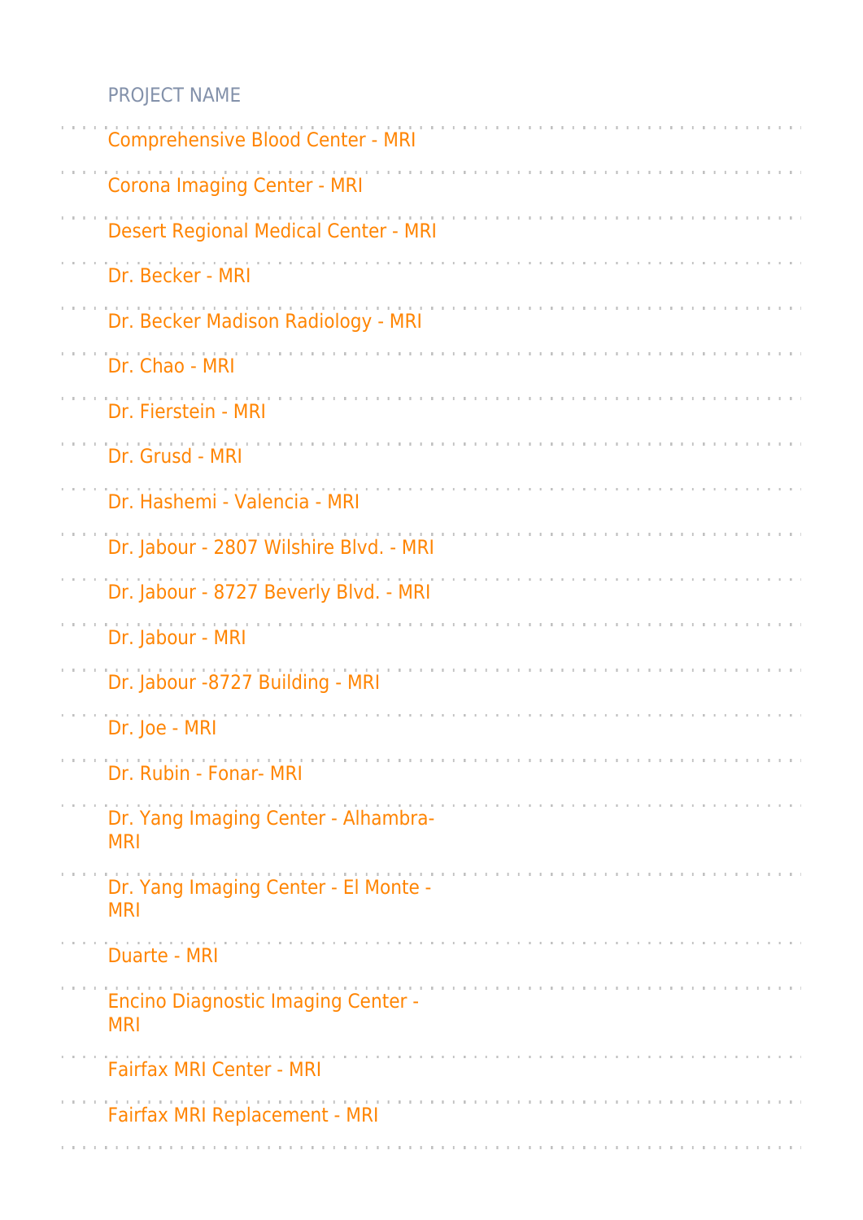| PROJECT NAME |
| --- |
| Comprehensive Blood Center - MRI |
| Corona Imaging Center - MRI |
| Desert Regional Medical Center - MRI |
| Dr. Becker - MRI |
| Dr. Becker Madison Radiology - MRI |
| Dr. Chao - MRI |
| Dr. Fierstein - MRI |
| Dr. Grusd - MRI |
| Dr. Hashemi - Valencia - MRI |
| Dr. Jabour - 2807 Wilshire Blvd. - MRI |
| Dr. Jabour - 8727 Beverly Blvd. - MRI |
| Dr. Jabour - MRI |
| Dr. Jabour -8727 Building - MRI |
| Dr. Joe - MRI |
| Dr. Rubin - Fonar- MRI |
| Dr. Yang Imaging Center - Alhambra- MRI |
| Dr. Yang Imaging Center - El Monte - MRI |
| Duarte - MRI |
| Encino Diagnostic Imaging Center - MRI |
| Fairfax MRI Center - MRI |
| Fairfax MRI Replacement - MRI |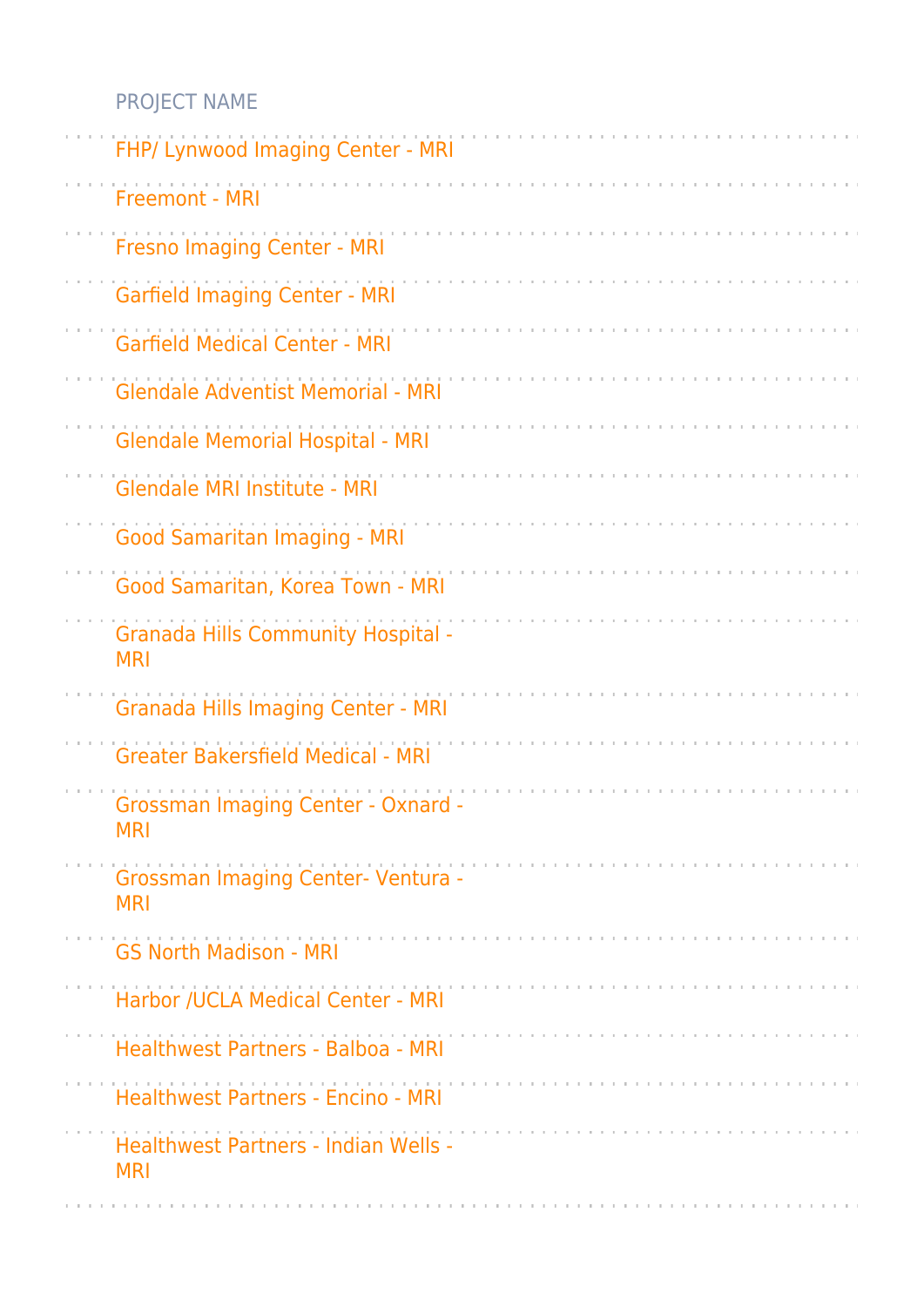| PROJECT NAME |
| --- |
| FHP/ Lynwood Imaging Center - MRI |
| Freemont - MRI |
| Fresno Imaging Center - MRI |
| Garfield Imaging Center - MRI |
| Garfield Medical Center - MRI |
| Glendale Adventist Memorial - MRI |
| Glendale Memorial Hospital - MRI |
| Glendale MRI Institute - MRI |
| Good Samaritan Imaging - MRI |
| Good Samaritan, Korea Town - MRI |
| Granada Hills Community Hospital - MRI |
| Granada Hills Imaging Center - MRI |
| Greater Bakersfield Medical - MRI |
| Grossman Imaging Center - Oxnard - MRI |
| Grossman Imaging Center- Ventura - MRI |
| GS North Madison - MRI |
| Harbor /UCLA Medical Center - MRI |
| Healthwest Partners - Balboa - MRI |
| Healthwest Partners - Encino - MRI |
| Healthwest Partners - Indian Wells - MRI |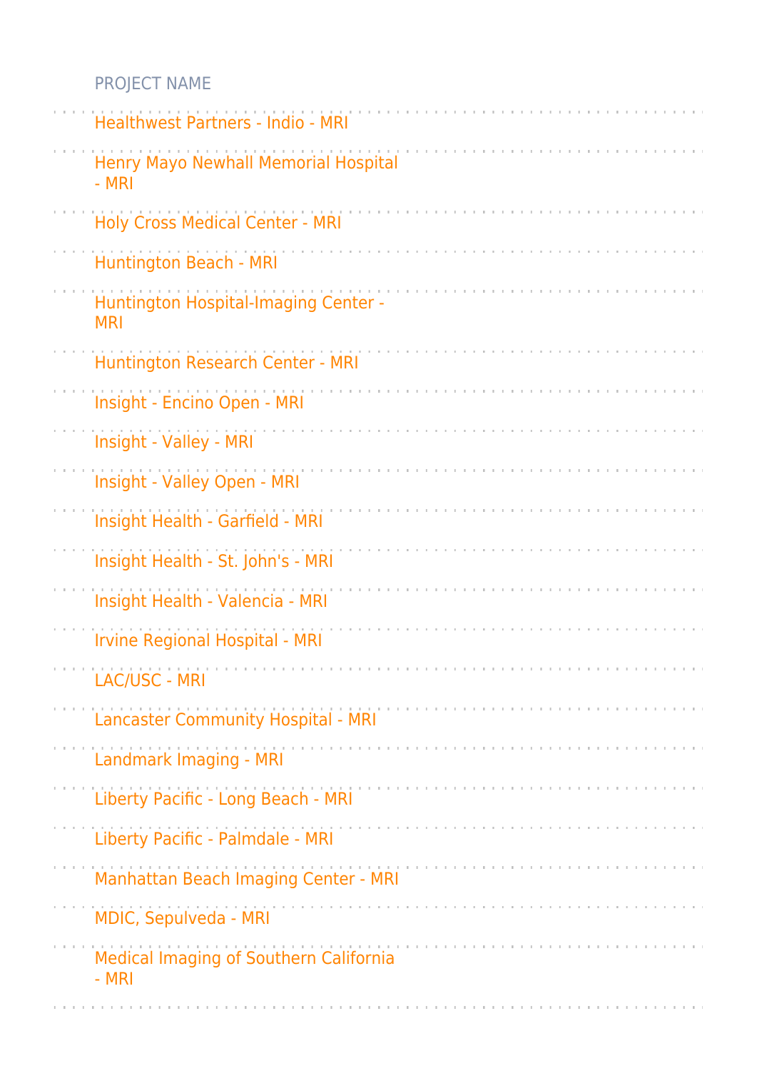| PROJECT NAME |
| --- |
| Healthwest Partners - Indio - MRI |
| Henry Mayo Newhall Memorial Hospital - MRI |
| Holy Cross Medical Center - MRI |
| Huntington Beach - MRI |
| Huntington Hospital-Imaging Center - MRI |
| Huntington Research Center - MRI |
| Insight - Encino Open - MRI |
| Insight - Valley - MRI |
| Insight - Valley Open - MRI |
| Insight Health - Garfield - MRI |
| Insight Health - St. John's - MRI |
| Insight Health - Valencia - MRI |
| Irvine Regional Hospital - MRI |
| LAC/USC - MRI |
| Lancaster Community Hospital - MRI |
| Landmark Imaging - MRI |
| Liberty Pacific - Long Beach - MRI |
| Liberty Pacific - Palmdale - MRI |
| Manhattan Beach Imaging Center - MRI |
| MDIC, Sepulveda - MRI |
| Medical Imaging of Southern California - MRI |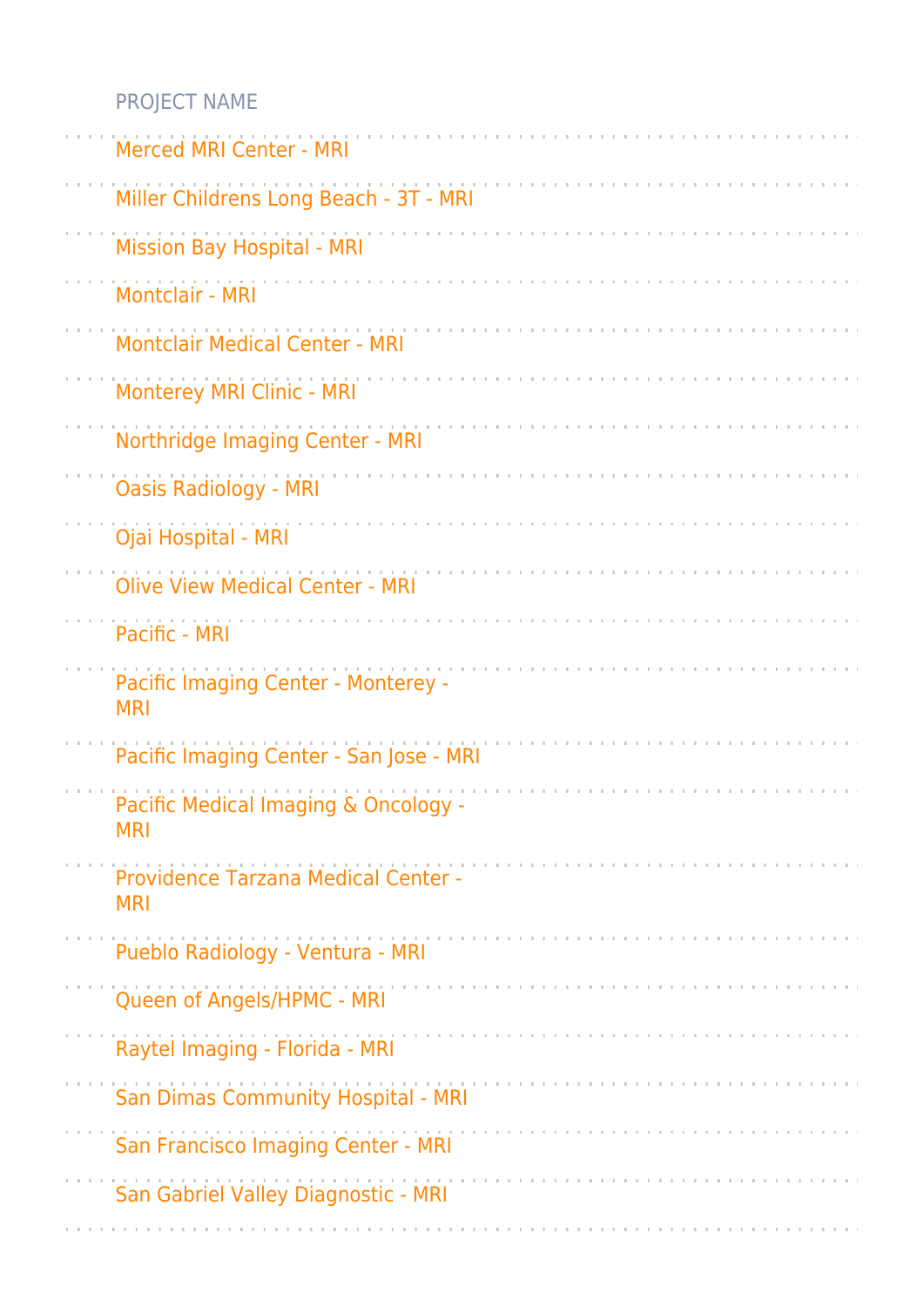| PROJECT NAME |
| --- |
| Merced MRI Center - MRI |
| Miller Childrens Long Beach - 3T - MRI |
| Mission Bay Hospital - MRI |
| Montclair - MRI |
| Montclair Medical Center - MRI |
| Monterey MRI Clinic - MRI |
| Northridge Imaging Center - MRI |
| Oasis Radiology - MRI |
| Ojai Hospital - MRI |
| Olive View Medical Center - MRI |
| Pacific - MRI |
| Pacific Imaging Center - Monterey - MRI |
| Pacific Imaging Center - San Jose - MRI |
| Pacific Medical Imaging & Oncology - MRI |
| Providence Tarzana Medical Center - MRI |
| Pueblo Radiology - Ventura - MRI |
| Queen of Angels/HPMC - MRI |
| Raytel Imaging - Florida - MRI |
| San Dimas Community Hospital - MRI |
| San Francisco Imaging Center - MRI |
| San Gabriel Valley Diagnostic - MRI |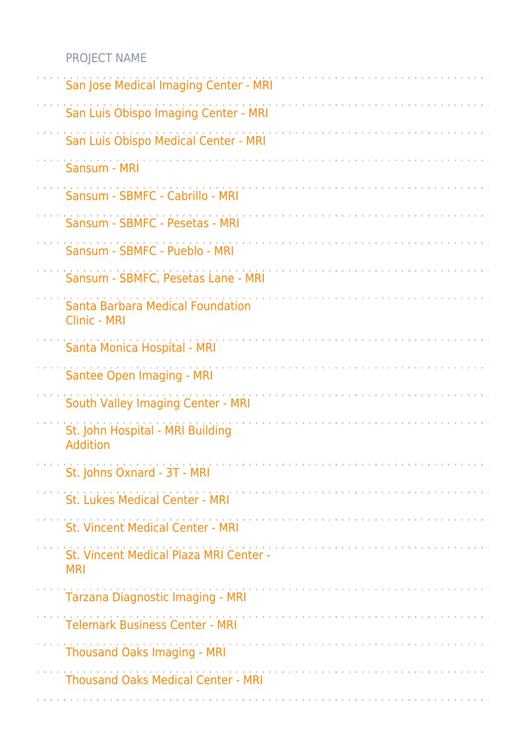| PROJECT NAME |
| --- |
| San Jose Medical Imaging Center - MRI |
| San Luis Obispo Imaging Center - MRI |
| San Luis Obispo Medical Center - MRI |
| Sansum - MRI |
| Sansum - SBMFC - Cabrillo - MRI |
| Sansum - SBMFC - Pesetas - MRI |
| Sansum - SBMFC - Pueblo - MRI |
| Sansum - SBMFC, Pesetas Lane - MRI |
| Santa Barbara Medical Foundation Clinic - MRI |
| Santa Monica Hospital - MRI |
| Santee Open Imaging - MRI |
| South Valley Imaging Center - MRI |
| St. John Hospital - MRI Building Addition |
| St. Johns Oxnard - 3T - MRI |
| St. Lukes Medical Center - MRI |
| St. Vincent Medical Center - MRI |
| St. Vincent Medical Plaza MRI Center - MRI |
| Tarzana Diagnostic Imaging - MRI |
| Telemark Business Center - MRI |
| Thousand Oaks Imaging - MRI |
| Thousand Oaks Medical Center - MRI |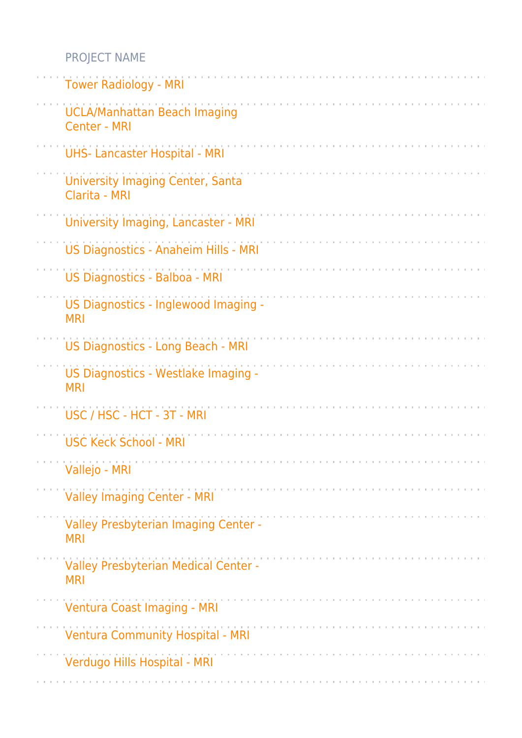| PROJECT NAME |
|---|
| Tower Radiology - MRI |
| UCLA/Manhattan Beach Imaging Center - MRI |
| UHS- Lancaster Hospital - MRI |
| University Imaging Center, Santa Clarita - MRI |
| University Imaging, Lancaster - MRI |
| US Diagnostics - Anaheim Hills - MRI |
| US Diagnostics - Balboa - MRI |
| US Diagnostics - Inglewood Imaging - MRI |
| US Diagnostics - Long Beach - MRI |
| US Diagnostics - Westlake Imaging - MRI |
| USC / HSC - HCT - 3T - MRI |
| USC Keck School - MRI |
| Vallejo - MRI |
| Valley Imaging Center - MRI |
| Valley Presbyterian Imaging Center - MRI |
| Valley Presbyterian Medical Center - MRI |
| Ventura Coast Imaging - MRI |
| Ventura Community Hospital - MRI |
| Verdugo Hills Hospital - MRI |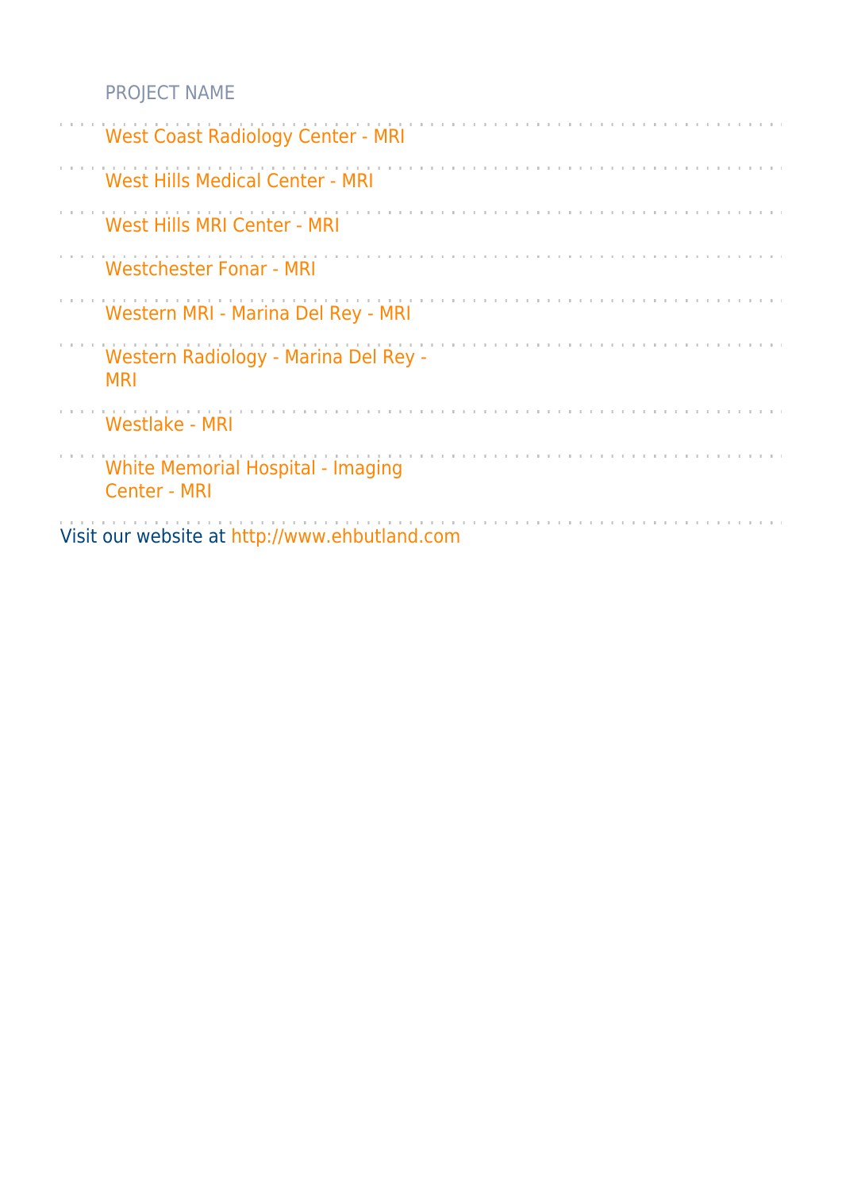| PROJECT NAME |
| --- |
| West Coast Radiology Center - MRI |
| West Hills Medical Center - MRI |
| West Hills MRI Center - MRI |
| Westchester Fonar - MRI |
| Western MRI - Marina Del Rey - MRI |
| Western Radiology - Marina Del Rey - MRI |
| Westlake - MRI |
| White Memorial Hospital - Imaging Center - MRI |

Visit our website at http://www.ehbutland.com